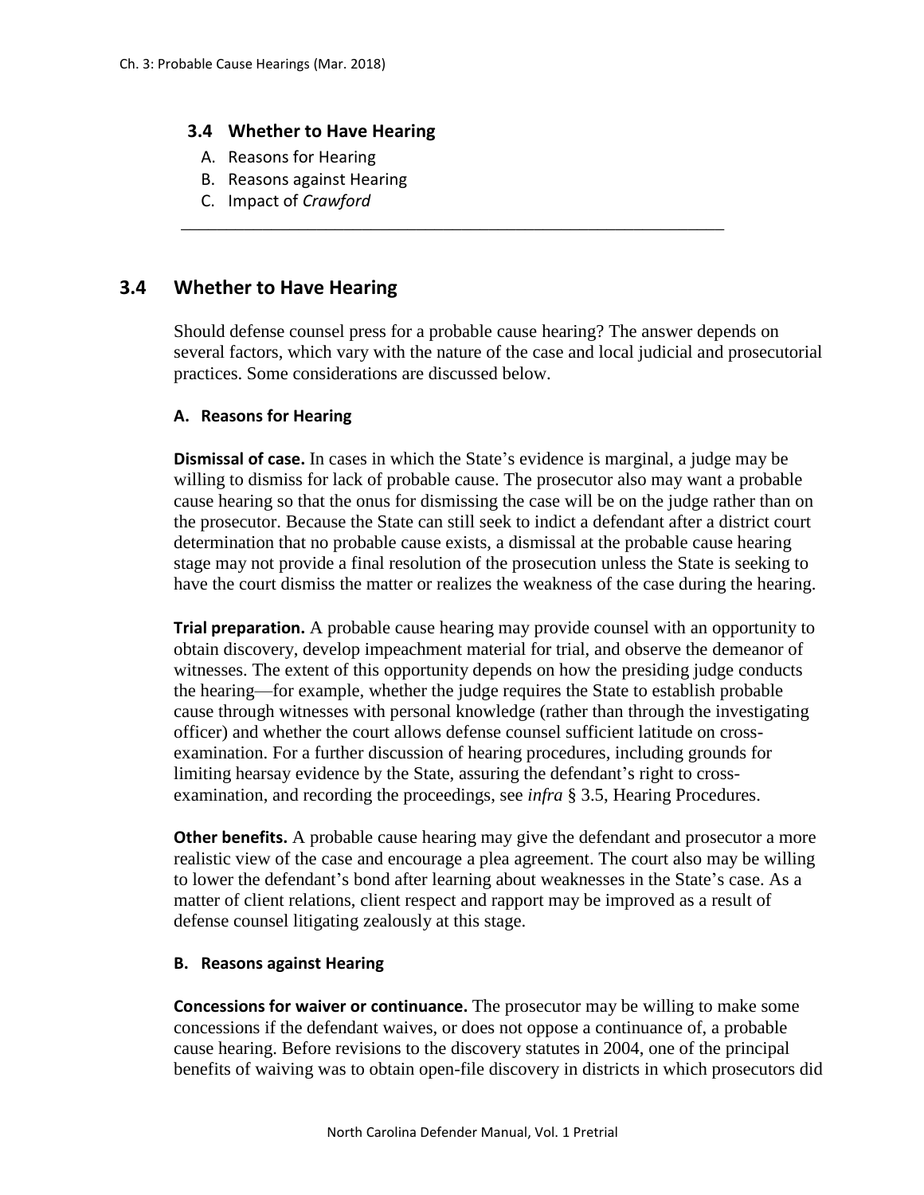### 3.4 Whether to Have Hearing

A. Reasons for Hearing
B. Reasons against Hearing
C. Impact of *Crawford*

---

## 3.4 Whether to Have Hearing

Should defense counsel press for a probable cause hearing? The answer depends on several factors, which vary with the nature of the case and local judicial and prosecutorial practices. Some considerations are discussed below.

### A. Reasons for Hearing

**Dismissal of case.** In cases in which the State's evidence is marginal, a judge may be willing to dismiss for lack of probable cause. The prosecutor also may want a probable cause hearing so that the onus for dismissing the case will be on the judge rather than on the prosecutor. Because the State can still seek to indict a defendant after a district court determination that no probable cause exists, a dismissal at the probable cause hearing stage may not provide a final resolution of the prosecution unless the State is seeking to have the court dismiss the matter or realizes the weakness of the case during the hearing.

**Trial preparation.** A probable cause hearing may provide counsel with an opportunity to obtain discovery, develop impeachment material for trial, and observe the demeanor of witnesses. The extent of this opportunity depends on how the presiding judge conducts the hearing—for example, whether the judge requires the State to establish probable cause through witnesses with personal knowledge (rather than through the investigating officer) and whether the court allows defense counsel sufficient latitude on cross-examination. For a further discussion of hearing procedures, including grounds for limiting hearsay evidence by the State, assuring the defendant's right to cross-examination, and recording the proceedings, see *infra* § 3.5, Hearing Procedures.

**Other benefits.** A probable cause hearing may give the defendant and prosecutor a more realistic view of the case and encourage a plea agreement. The court also may be willing to lower the defendant's bond after learning about weaknesses in the State's case. As a matter of client relations, client respect and rapport may be improved as a result of defense counsel litigating zealously at this stage.

### B. Reasons against Hearing

**Concessions for waiver or continuance.** The prosecutor may be willing to make some concessions if the defendant waives, or does not oppose a continuance of, a probable cause hearing. Before revisions to the discovery statutes in 2004, one of the principal benefits of waiving was to obtain open-file discovery in districts in which prosecutors did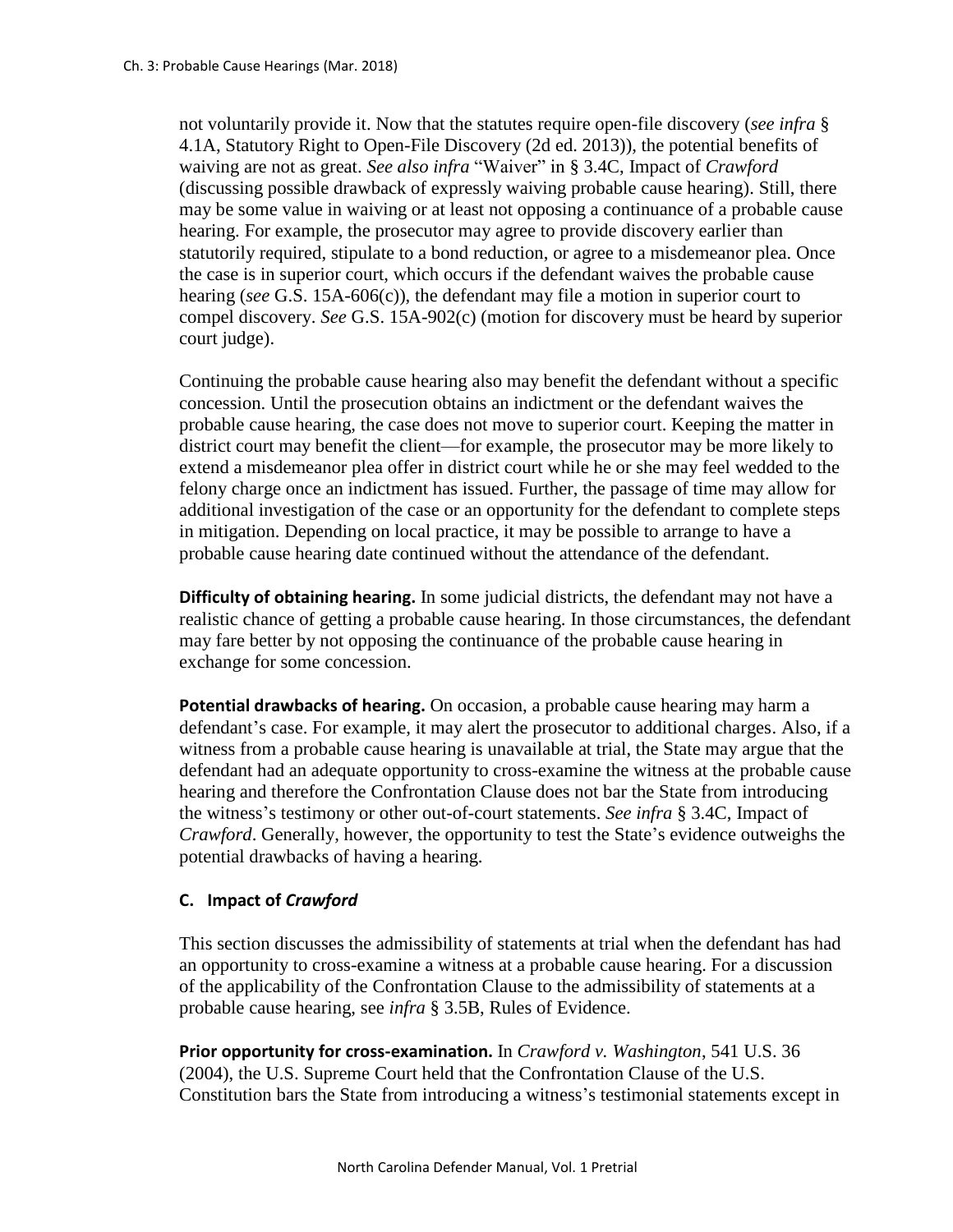not voluntarily provide it. Now that the statutes require open-file discovery (*see infra* § 4.1A, Statutory Right to Open-File Discovery (2d ed. 2013)), the potential benefits of waiving are not as great. *See also infra* "Waiver" in § 3.4C, Impact of *Crawford* (discussing possible drawback of expressly waiving probable cause hearing). Still, there may be some value in waiving or at least not opposing a continuance of a probable cause hearing. For example, the prosecutor may agree to provide discovery earlier than statutorily required, stipulate to a bond reduction, or agree to a misdemeanor plea. Once the case is in superior court, which occurs if the defendant waives the probable cause hearing (*see* G.S. 15A-606(c)), the defendant may file a motion in superior court to compel discovery. *See* G.S. 15A-902(c) (motion for discovery must be heard by superior court judge).

Continuing the probable cause hearing also may benefit the defendant without a specific concession. Until the prosecution obtains an indictment or the defendant waives the probable cause hearing, the case does not move to superior court. Keeping the matter in district court may benefit the client—for example, the prosecutor may be more likely to extend a misdemeanor plea offer in district court while he or she may feel wedded to the felony charge once an indictment has issued. Further, the passage of time may allow for additional investigation of the case or an opportunity for the defendant to complete steps in mitigation. Depending on local practice, it may be possible to arrange to have a probable cause hearing date continued without the attendance of the defendant.

**Difficulty of obtaining hearing.** In some judicial districts, the defendant may not have a realistic chance of getting a probable cause hearing. In those circumstances, the defendant may fare better by not opposing the continuance of the probable cause hearing in exchange for some concession.

**Potential drawbacks of hearing.** On occasion, a probable cause hearing may harm a defendant's case. For example, it may alert the prosecutor to additional charges. Also, if a witness from a probable cause hearing is unavailable at trial, the State may argue that the defendant had an adequate opportunity to cross-examine the witness at the probable cause hearing and therefore the Confrontation Clause does not bar the State from introducing the witness's testimony or other out-of-court statements. *See infra* § 3.4C, Impact of *Crawford*. Generally, however, the opportunity to test the State's evidence outweighs the potential drawbacks of having a hearing.

### C. Impact of *Crawford*

This section discusses the admissibility of statements at trial when the defendant has had an opportunity to cross-examine a witness at a probable cause hearing. For a discussion of the applicability of the Confrontation Clause to the admissibility of statements at a probable cause hearing, see *infra* § 3.5B, Rules of Evidence.

**Prior opportunity for cross-examination.** In *Crawford v. Washington*, 541 U.S. 36 (2004), the U.S. Supreme Court held that the Confrontation Clause of the U.S. Constitution bars the State from introducing a witness's testimonial statements except in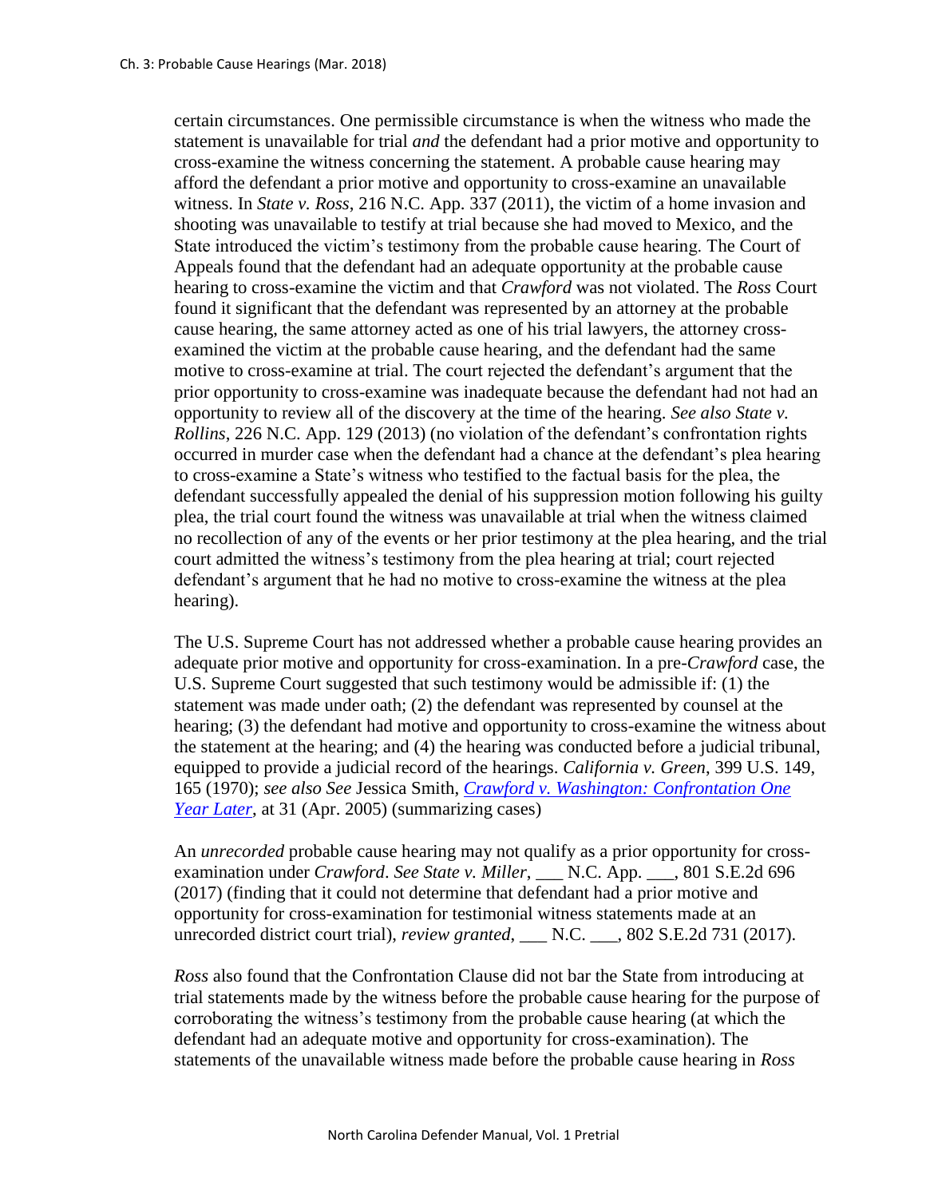certain circumstances. One permissible circumstance is when the witness who made the statement is unavailable for trial *and* the defendant had a prior motive and opportunity to cross-examine the witness concerning the statement. A probable cause hearing may afford the defendant a prior motive and opportunity to cross-examine an unavailable witness. In *State v. Ross*, 216 N.C. App. 337 (2011), the victim of a home invasion and shooting was unavailable to testify at trial because she had moved to Mexico, and the State introduced the victim's testimony from the probable cause hearing. The Court of Appeals found that the defendant had an adequate opportunity at the probable cause hearing to cross-examine the victim and that *Crawford* was not violated. The *Ross* Court found it significant that the defendant was represented by an attorney at the probable cause hearing, the same attorney acted as one of his trial lawyers, the attorney cross-examined the victim at the probable cause hearing, and the defendant had the same motive to cross-examine at trial. The court rejected the defendant's argument that the prior opportunity to cross-examine was inadequate because the defendant had not had an opportunity to review all of the discovery at the time of the hearing. *See also State v. Rollins*, 226 N.C. App. 129 (2013) (no violation of the defendant's confrontation rights occurred in murder case when the defendant had a chance at the defendant's plea hearing to cross-examine a State's witness who testified to the factual basis for the plea, the defendant successfully appealed the denial of his suppression motion following his guilty plea, the trial court found the witness was unavailable at trial when the witness claimed no recollection of any of the events or her prior testimony at the plea hearing, and the trial court admitted the witness's testimony from the plea hearing at trial; court rejected defendant's argument that he had no motive to cross-examine the witness at the plea hearing).

The U.S. Supreme Court has not addressed whether a probable cause hearing provides an adequate prior motive and opportunity for cross-examination. In a pre-*Crawford* case, the U.S. Supreme Court suggested that such testimony would be admissible if: (1) the statement was made under oath; (2) the defendant was represented by counsel at the hearing; (3) the defendant had motive and opportunity to cross-examine the witness about the statement at the hearing; and (4) the hearing was conducted before a judicial tribunal, equipped to provide a judicial record of the hearings. *California v. Green*, 399 U.S. 149, 165 (1970); *see also See* Jessica Smith, *Crawford v. Washington: Confrontation One Year Later*, at 31 (Apr. 2005) (summarizing cases)

An *unrecorded* probable cause hearing may not qualify as a prior opportunity for cross-examination under *Crawford*. *See State v. Miller*, ___ N.C. App. ___, 801 S.E.2d 696 (2017) (finding that it could not determine that defendant had a prior motive and opportunity for cross-examination for testimonial witness statements made at an unrecorded district court trial), *review granted*, ___ N.C. ___, 802 S.E.2d 731 (2017).

*Ross* also found that the Confrontation Clause did not bar the State from introducing at trial statements made by the witness before the probable cause hearing for the purpose of corroborating the witness's testimony from the probable cause hearing (at which the defendant had an adequate motive and opportunity for cross-examination). The statements of the unavailable witness made before the probable cause hearing in *Ross*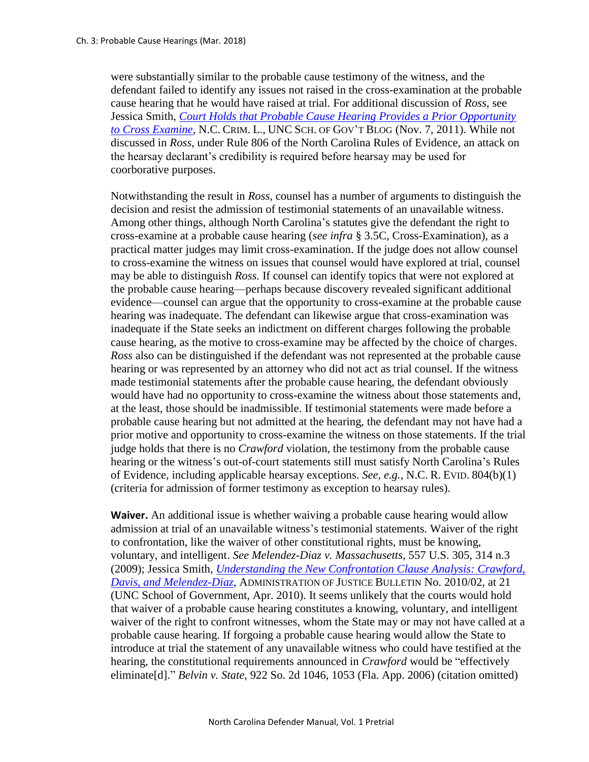were substantially similar to the probable cause testimony of the witness, and the defendant failed to identify any issues not raised in the cross-examination at the probable cause hearing that he would have raised at trial. For additional discussion of *Ross*, see Jessica Smith, *Court Holds that Probable Cause Hearing Provides a Prior Opportunity to Cross Examine*, N.C. CRIM. L., UNC SCH. OF GOV'T BLOG (Nov. 7, 2011). While not discussed in *Ross*, under Rule 806 of the North Carolina Rules of Evidence, an attack on the hearsay declarant's credibility is required before hearsay may be used for coorborative purposes.

Notwithstanding the result in *Ross*, counsel has a number of arguments to distinguish the decision and resist the admission of testimonial statements of an unavailable witness. Among other things, although North Carolina's statutes give the defendant the right to cross-examine at a probable cause hearing (*see infra* § 3.5C, Cross-Examination), as a practical matter judges may limit cross-examination. If the judge does not allow counsel to cross-examine the witness on issues that counsel would have explored at trial, counsel may be able to distinguish *Ross*. If counsel can identify topics that were not explored at the probable cause hearing—perhaps because discovery revealed significant additional evidence—counsel can argue that the opportunity to cross-examine at the probable cause hearing was inadequate. The defendant can likewise argue that cross-examination was inadequate if the State seeks an indictment on different charges following the probable cause hearing, as the motive to cross-examine may be affected by the choice of charges. *Ross* also can be distinguished if the defendant was not represented at the probable cause hearing or was represented by an attorney who did not act as trial counsel. If the witness made testimonial statements after the probable cause hearing, the defendant obviously would have had no opportunity to cross-examine the witness about those statements and, at the least, those should be inadmissible. If testimonial statements were made before a probable cause hearing but not admitted at the hearing, the defendant may not have had a prior motive and opportunity to cross-examine the witness on those statements. If the trial judge holds that there is no *Crawford* violation, the testimony from the probable cause hearing or the witness's out-of-court statements still must satisfy North Carolina's Rules of Evidence, including applicable hearsay exceptions. *See, e.g.*, N.C. R. EVID. 804(b)(1) (criteria for admission of former testimony as exception to hearsay rules).

**Waiver.** An additional issue is whether waiving a probable cause hearing would allow admission at trial of an unavailable witness's testimonial statements. Waiver of the right to confrontation, like the waiver of other constitutional rights, must be knowing, voluntary, and intelligent. *See Melendez-Diaz v. Massachusetts*, 557 U.S. 305, 314 n.3 (2009); Jessica Smith, *Understanding the New Confrontation Clause Analysis: Crawford, Davis, and Melendez-Diaz*, ADMINISTRATION OF JUSTICE BULLETIN No. 2010/02, at 21 (UNC School of Government, Apr. 2010). It seems unlikely that the courts would hold that waiver of a probable cause hearing constitutes a knowing, voluntary, and intelligent waiver of the right to confront witnesses, whom the State may or may not have called at a probable cause hearing. If forgoing a probable cause hearing would allow the State to introduce at trial the statement of any unavailable witness who could have testified at the hearing, the constitutional requirements announced in *Crawford* would be "effectively eliminate[d]." *Belvin v. State*, 922 So. 2d 1046, 1053 (Fla. App. 2006) (citation omitted)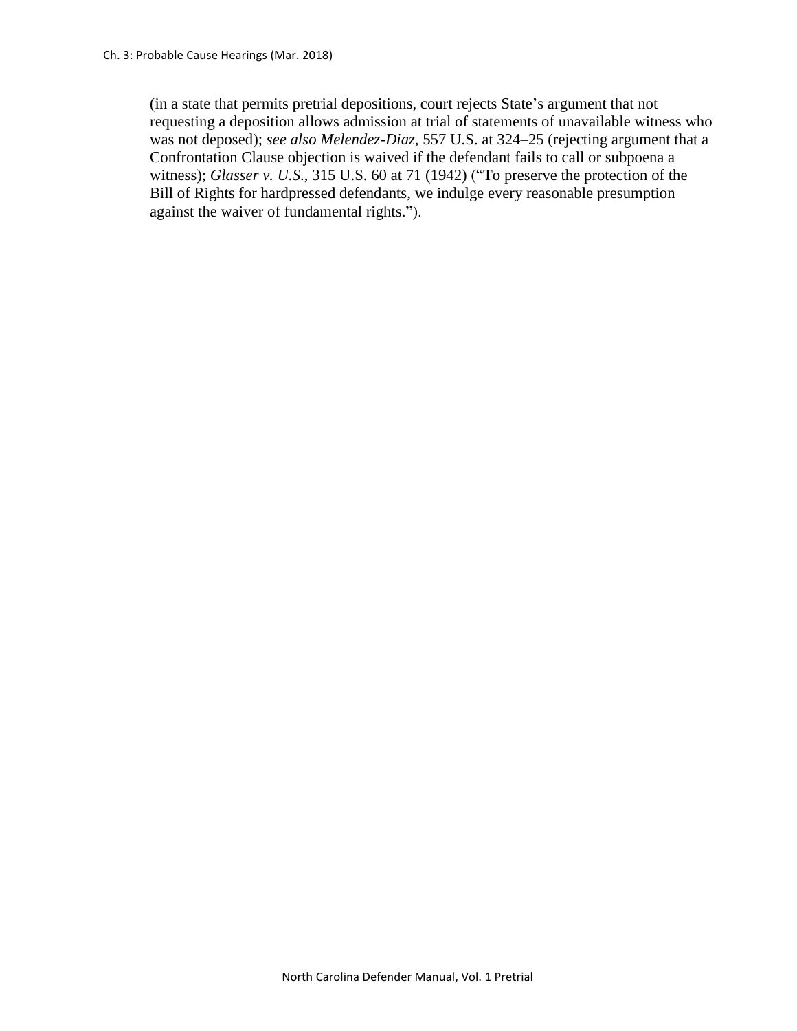(in a state that permits pretrial depositions, court rejects State's argument that not requesting a deposition allows admission at trial of statements of unavailable witness who was not deposed); *see also Melendez-Diaz*, 557 U.S. at 324–25 (rejecting argument that a Confrontation Clause objection is waived if the defendant fails to call or subpoena a witness); *Glasser v. U.S.*, 315 U.S. 60 at 71 (1942) ("To preserve the protection of the Bill of Rights for hardpressed defendants, we indulge every reasonable presumption against the waiver of fundamental rights.").